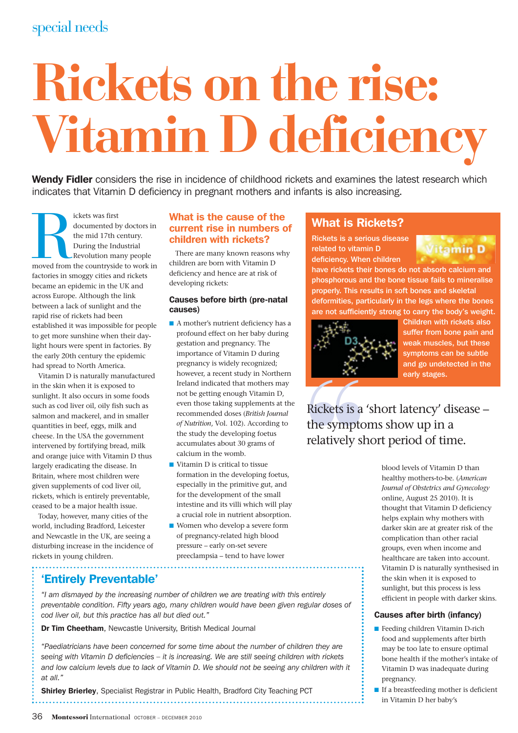special needs

# Rickets on the rise: Vitamin D deficiency

**Wendy Fidler** considers the rise in incidence of childhood rickets and examines the latest research which indicates that Vitamin D deficiency in pregnant mothers and infants is also increasing.

Rickets was first documented by doctors in the mid 17th century. During the Industrial Revolution many people moved from the countryside to work in factories in smoggy cities and rickets became an epidemic in the UK and across Europe. Although the link between a lack of sunlight and the rapid rise of rickets had been established it was impossible for people to get more sunshine when their day-light hours were spent in factories. By the early 20th century the epidemic had spread to North America.

Vitamin D is naturally manufactured in the skin when it is exposed to sunlight. It also occurs in some foods such as cod liver oil, oily fish such as salmon and mackerel, and in smaller quantities in beef, eggs, milk and cheese. In the USA the government intervened by fortifying bread, milk and orange juice with Vitamin D thus largely eradicating the disease. In Britain, where most children were given supplements of cod liver oil, rickets, which is entirely preventable, ceased to be a major health issue.

Today, however, many cities of the world, including Bradford, Leicester and Newcastle in the UK, are seeing a disturbing increase in the incidence of rickets in young children.

## What is the cause of the current rise in numbers of children with rickets?

There are many known reasons why children are born with Vitamin D deficiency and hence are at risk of developing rickets:

### Causes before birth (pre-natal causes)

- A mother's nutrient deficiency has a profound effect on her baby during gestation and pregnancy. The importance of Vitamin D during pregnancy is widely recognized; however, a recent study in Northern Ireland indicated that mothers may not be getting enough Vitamin D, even those taking supplements at the recommended doses (*British Journal of Nutrition*, Vol. 102). According to the study the developing foetus accumulates about 30 grams of calcium in the womb.
- Vitamin D is critical to tissue formation in the developing foetus, especially in the primitive gut, and for the development of the small intestine and its villi which will play a crucial role in nutrient absorption.
- Women who develop a severe form of pregnancy-related high blood pressure – early on-set severe preeclampsia – tend to have lower blood levels of Vitamin D than healthy mothers-to-be. (*American Journal of Obstetrics and Gynecology* online, August 25 2010). It is thought that Vitamin D deficiency helps explain why mothers with darker skin are at greater risk of the complication than other racial groups, even when income and healthcare are taken into account. Vitamin D is naturally synthesised in the skin when it is exposed to sunlight, but this process is less efficient in people with darker skins.

### Causes after birth (infancy)

- Feeding children Vitamin D-rich food and supplements after birth may be too late to ensure optimal bone health if the mother's intake of Vitamin D was inadequate during pregnancy.
- If a breastfeeding mother is deficient in Vitamin D her baby's

## What is Rickets?

Rickets is a serious disease related to vitamin D deficiency. When children have rickets their bones do not absorb calcium and phosphorous and the bone tissue fails to mineralise properly. This results in soft bones and skeletal deformities, particularly in the legs where the bones are not sufficiently strong to carry the body's weight. Children with rickets also suffer from bone pain and weak muscles, but these symptoms can be subtle and go undetected in the early stages.

> Rickets is a 'short latency' disease – the symptoms show up in a relatively short period of time.

## 'Entirely Preventable'

*"I am dismayed by the increasing number of children we are treating with this entirely preventable condition. Fifty years ago, many children would have been given regular doses of cod liver oil, but this practice has all but died out."*

**Dr Tim Cheetham**, Newcastle University, British Medical Journal

*"Paediatricians have been concerned for some time about the number of children they are seeing with Vitamin D deficiencies – it is increasing. We are still seeing children with rickets and low calcium levels due to lack of Vitamin D. We should not be seeing any children with it at all."*

**Shirley Brierley**, Specialist Registrar in Public Health, Bradford City Teaching PCT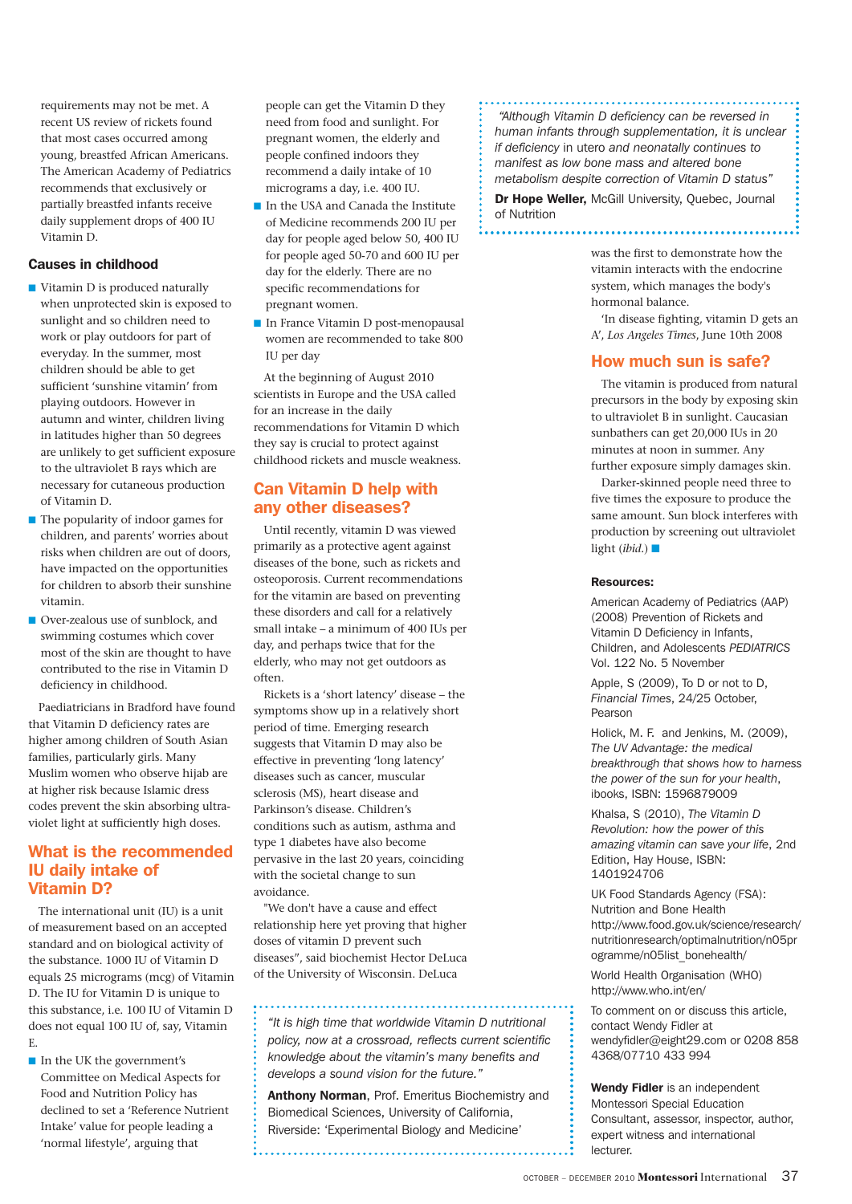requirements may not be met. A recent US review of rickets found that most cases occurred among young, breastfed African Americans. The American Academy of Pediatrics recommends that exclusively or partially breastfed infants receive daily supplement drops of 400 IU Vitamin D.

### Causes in childhood

- Vitamin D is produced naturally when unprotected skin is exposed to sunlight and so children need to work or play outdoors for part of everyday. In the summer, most children should be able to get sufficient 'sunshine vitamin' from playing outdoors. However in autumn and winter, children living in latitudes higher than 50 degrees are unlikely to get sufficient exposure to the ultraviolet B rays which are necessary for cutaneous production of Vitamin D.
- The popularity of indoor games for children, and parents' worries about risks when children are out of doors, have impacted on the opportunities for children to absorb their sunshine vitamin.
- Over-zealous use of sunblock, and swimming costumes which cover most of the skin are thought to have contributed to the rise in Vitamin D deficiency in childhood.

Paediatricians in Bradford have found that Vitamin D deficiency rates are higher among children of South Asian families, particularly girls. Many Muslim women who observe hijab are at higher risk because Islamic dress codes prevent the skin absorbing ultra-violet light at sufficiently high doses.

## What is the recommended IU daily intake of Vitamin D?

The international unit (IU) is a unit of measurement based on an accepted standard and on biological activity of the substance. 1000 IU of Vitamin D equals 25 micrograms (mcg) of Vitamin D. The IU for Vitamin D is unique to this substance, i.e. 100 IU of Vitamin D does not equal 100 IU of, say, Vitamin E.

- In the UK the government's Committee on Medical Aspects for Food and Nutrition Policy has declined to set a 'Reference Nutrient Intake' value for people leading a 'normal lifestyle', arguing that people can get the Vitamin D they need from food and sunlight. For pregnant women, the elderly and people confined indoors they recommend a daily intake of 10 micrograms a day, i.e. 400 IU.
- In the USA and Canada the Institute of Medicine recommends 200 IU per day for people aged below 50, 400 IU for people aged 50-70 and 600 IU per day for the elderly. There are no specific recommendations for pregnant women.
- In France Vitamin D post-menopausal women are recommended to take 800 IU per day

At the beginning of August 2010 scientists in Europe and the USA called for an increase in the daily recommendations for Vitamin D which they say is crucial to protect against childhood rickets and muscle weakness.

## Can Vitamin D help with any other diseases?

Until recently, vitamin D was viewed primarily as a protective agent against diseases of the bone, such as rickets and osteoporosis. Current recommendations for the vitamin are based on preventing these disorders and call for a relatively small intake – a minimum of 400 IUs per day, and perhaps twice that for the elderly, who may not get outdoors as often.

Rickets is a 'short latency' disease – the symptoms show up in a relatively short period of time. Emerging research suggests that Vitamin D may also be effective in preventing 'long latency' diseases such as cancer, muscular sclerosis (MS), heart disease and Parkinson's disease. Children's conditions such as autism, asthma and type 1 diabetes have also become pervasive in the last 20 years, coinciding with the societal change to sun avoidance.

"We don't have a cause and effect relationship here yet proving that higher doses of vitamin D prevent such diseases", said biochemist Hector DeLuca of the University of Wisconsin. DeLuca was the first to demonstrate how the vitamin interacts with the endocrine system, which manages the body's hormonal balance.

'In disease fighting, vitamin D gets an A', *Los Angeles Times*, June 10th 2008

> *"It is high time that worldwide Vitamin D nutritional policy, now at a crossroad, reflects current scientific knowledge about the vitamin's many benefits and develops a sound vision for the future."*
>
> **Anthony Norman**, Prof. Emeritus Biochemistry and Biomedical Sciences, University of California, Riverside: 'Experimental Biology and Medicine'

> *"Although Vitamin D deficiency can be reversed in human infants through supplementation, it is unclear if deficiency* in utero *and neonatally continues to manifest as low bone mass and altered bone metabolism despite correction of Vitamin D status"*
>
> **Dr Hope Weller,** McGill University, Quebec, Journal of Nutrition

## How much sun is safe?

The vitamin is produced from natural precursors in the body by exposing skin to ultraviolet B in sunlight. Caucasian sunbathers can get 20,000 IUs in 20 minutes at noon in summer. Any further exposure simply damages skin.

Darker-skinned people need three to five times the exposure to produce the same amount. Sun block interferes with production by screening out ultraviolet light (*ibid.*)

### Resources:

American Academy of Pediatrics (AAP) (2008) Prevention of Rickets and Vitamin D Deficiency in Infants, Children, and Adolescents *PEDIATRICS* Vol. 122 No. 5 November

Apple, S (2009), To D or not to D, *Financial Times*, 24/25 October, Pearson

Holick, M. F. and Jenkins, M. (2009), *The UV Advantage: the medical breakthrough that shows how to harness the power of the sun for your health*, ibooks, ISBN: 1596879009

Khalsa, S (2010), *The Vitamin D Revolution: how the power of this amazing vitamin can save your life*, 2nd Edition, Hay House, ISBN: 1401924706

UK Food Standards Agency (FSA): Nutrition and Bone Health http://www.food.gov.uk/science/research/nutritionresearch/optimalnutrition/n05programme/n05list_bonehealth/

World Health Organisation (WHO) http://www.who.int/en/

To comment on or discuss this article, contact Wendy Fidler at wendyfidler@eight29.com or 0208 858 4368/07710 433 994

**Wendy Fidler** is an independent Montessori Special Education Consultant, assessor, inspector, author, expert witness and international lecturer.